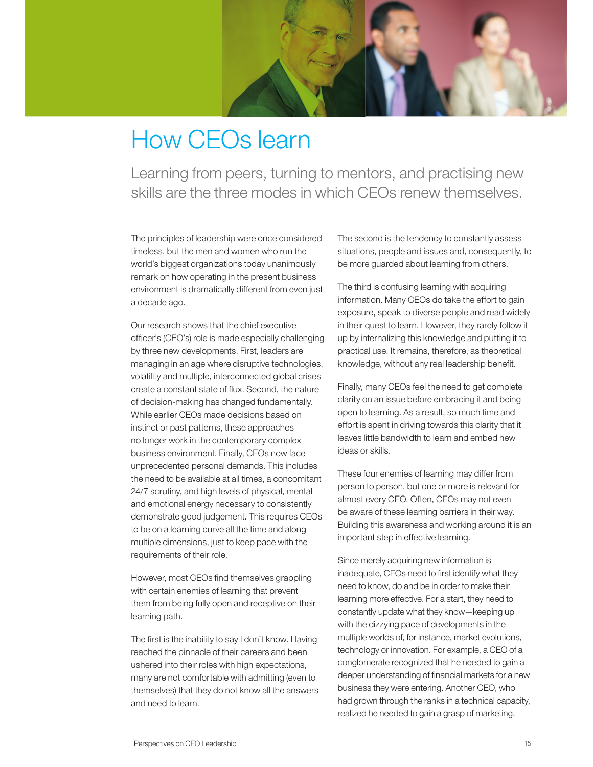# How CEOs learn

## Learning from peers, turning to mentors, and practising new skills are the three modes in which CEOs renew themselves.

The principles of leadership were once considered timeless, but the men and women who run the world's biggest organizations today unanimously remark on how operating in the present business environment is dramatically different from even just a decade ago.

Our research shows that the chief executive officer's (CEO's) role is made especially challenging by three new developments. First, leaders are managing in an age where disruptive technologies, volatility and multiple, interconnected global crises create a constant state of flux. Second, the nature of decision-making has changed fundamentally. While earlier CEOs made decisions based on instinct or past patterns, these approaches no longer work in the contemporary complex business environment. Finally, CEOs now face unprecedented personal demands. This includes the need to be available at all times, a concomitant 24/7 scrutiny, and high levels of physical, mental and emotional energy necessary to consistently demonstrate good judgement. This requires CEOs to be on a learning curve all the time and along multiple dimensions, just to keep pace with the requirements of their role.

However, most CEOs find themselves grappling with certain enemies of learning that prevent them from being fully open and receptive on their learning path.

The first is the inability to say I don't know. Having reached the pinnacle of their careers and been ushered into their roles with high expectations, many are not comfortable with admitting (even to themselves) that they do not know all the answers and need to learn.

The second is the tendency to constantly assess situations, people and issues and, consequently, to be more guarded about learning from others.

The third is confusing learning with acquiring information. Many CEOs do take the effort to gain exposure, speak to diverse people and read widely in their quest to learn. However, they rarely follow it up by internalizing this knowledge and putting it to practical use. It remains, therefore, as theoretical knowledge, without any real leadership benefit.

Finally, many CEOs feel the need to get complete clarity on an issue before embracing it and being open to learning. As a result, so much time and effort is spent in driving towards this clarity that it leaves little bandwidth to learn and embed new ideas or skills.

These four enemies of learning may differ from person to person, but one or more is relevant for almost every CEO. Often, CEOs may not even be aware of these learning barriers in their way. Building this awareness and working around it is an important step in effective learning.

Since merely acquiring new information is inadequate, CEOs need to first identify what they need to know, do and be in order to make their learning more effective. For a start, they need to constantly update what they know—keeping up with the dizzying pace of developments in the multiple worlds of, for instance, market evolutions, technology or innovation. For example, a CEO of a conglomerate recognized that he needed to gain a deeper understanding of financial markets for a new business they were entering. Another CEO, who had grown through the ranks in a technical capacity, realized he needed to gain a grasp of marketing.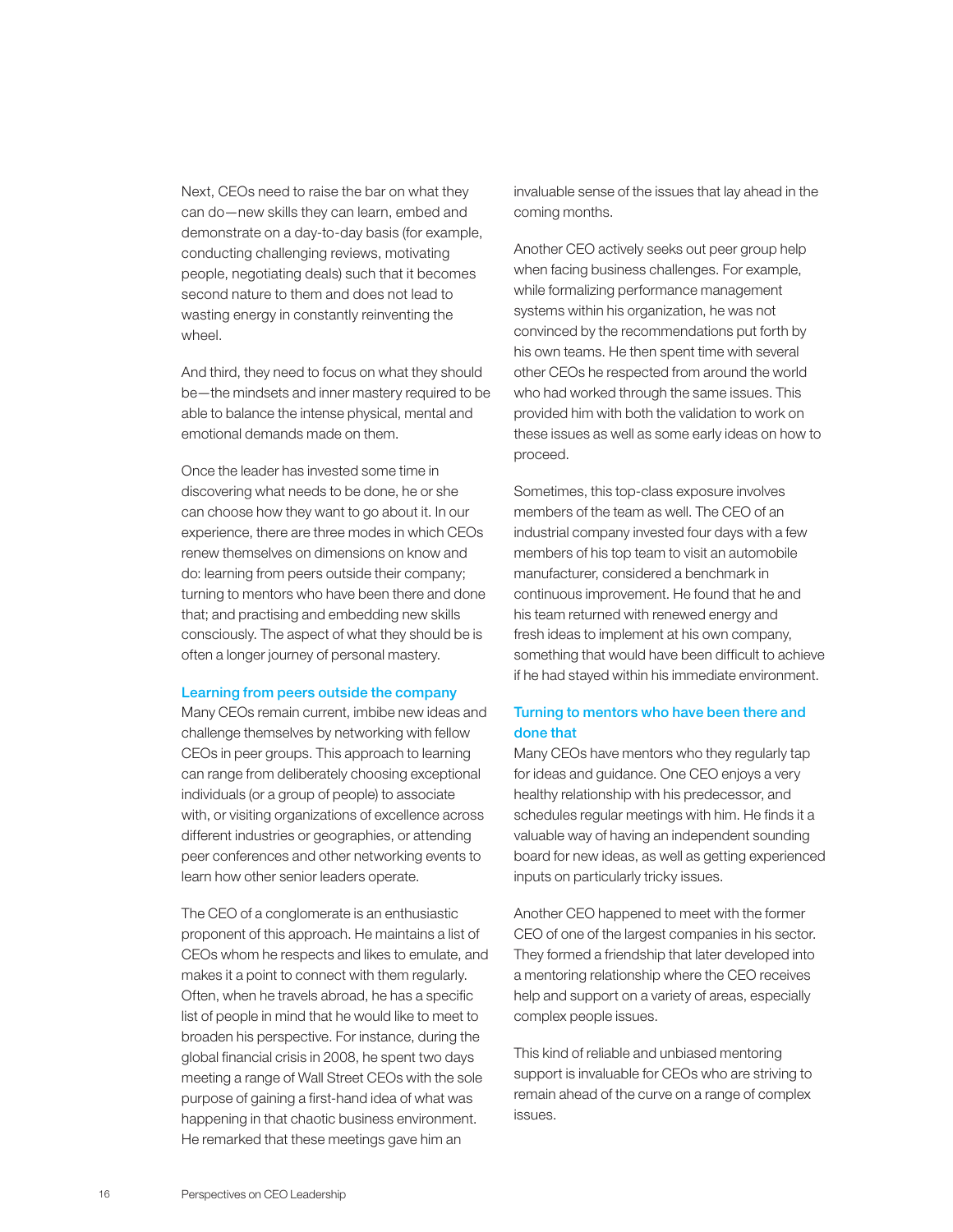Next, CEOs need to raise the bar on what they can do—new skills they can learn, embed and demonstrate on a day-to-day basis (for example, conducting challenging reviews, motivating people, negotiating deals) such that it becomes second nature to them and does not lead to wasting energy in constantly reinventing the wheel.

And third, they need to focus on what they should be—the mindsets and inner mastery required to be able to balance the intense physical, mental and emotional demands made on them.

Once the leader has invested some time in discovering what needs to be done, he or she can choose how they want to go about it. In our experience, there are three modes in which CEOs renew themselves on dimensions on know and do: learning from peers outside their company; turning to mentors who have been there and done that; and practising and embedding new skills consciously. The aspect of what they should be is often a longer journey of personal mastery.

### Learning from peers outside the company

Many CEOs remain current, imbibe new ideas and challenge themselves by networking with fellow CEOs in peer groups. This approach to learning can range from deliberately choosing exceptional individuals (or a group of people) to associate with, or visiting organizations of excellence across different industries or geographies, or attending peer conferences and other networking events to learn how other senior leaders operate.

The CEO of a conglomerate is an enthusiastic proponent of this approach. He maintains a list of CEOs whom he respects and likes to emulate, and makes it a point to connect with them regularly. Often, when he travels abroad, he has a specific list of people in mind that he would like to meet to broaden his perspective. For instance, during the global financial crisis in 2008, he spent two days meeting a range of Wall Street CEOs with the sole purpose of gaining a first-hand idea of what was happening in that chaotic business environment. He remarked that these meetings gave him an invaluable sense of the issues that lay ahead in the coming months.

Another CEO actively seeks out peer group help when facing business challenges. For example, while formalizing performance management systems within his organization, he was not convinced by the recommendations put forth by his own teams. He then spent time with several other CEOs he respected from around the world who had worked through the same issues. This provided him with both the validation to work on these issues as well as some early ideas on how to proceed.

Sometimes, this top-class exposure involves members of the team as well. The CEO of an industrial company invested four days with a few members of his top team to visit an automobile manufacturer, considered a benchmark in continuous improvement. He found that he and his team returned with renewed energy and fresh ideas to implement at his own company, something that would have been difficult to achieve if he had stayed within his immediate environment.

### Turning to mentors who have been there and done that

Many CEOs have mentors who they regularly tap for ideas and guidance. One CEO enjoys a very healthy relationship with his predecessor, and schedules regular meetings with him. He finds it a valuable way of having an independent sounding board for new ideas, as well as getting experienced inputs on particularly tricky issues.

Another CEO happened to meet with the former CEO of one of the largest companies in his sector. They formed a friendship that later developed into a mentoring relationship where the CEO receives help and support on a variety of areas, especially complex people issues.

This kind of reliable and unbiased mentoring support is invaluable for CEOs who are striving to remain ahead of the curve on a range of complex issues.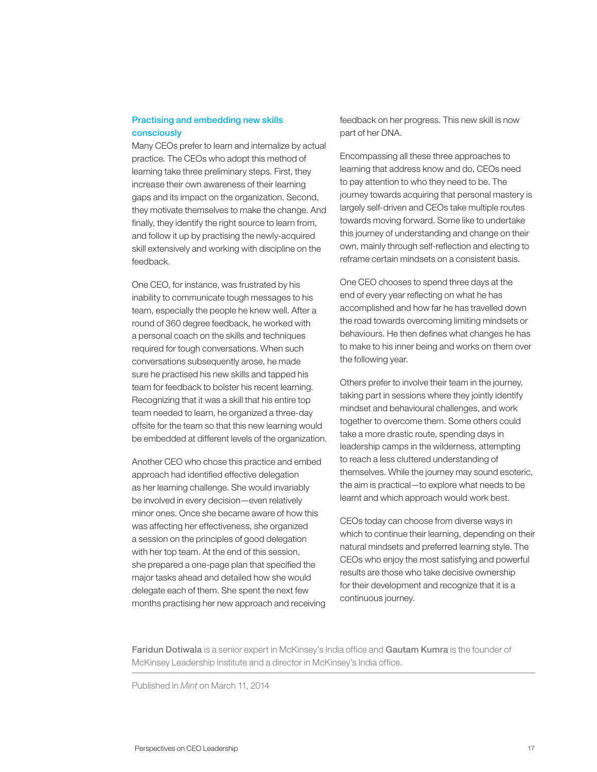### Practising and embedding new skills consciously

Many CEOs prefer to learn and internalize by actual practice. The CEOs who adopt this method of learning take three preliminary steps. First, they increase their own awareness of their learning gaps and its impact on the organization. Second, they motivate themselves to make the change. And finally, they identify the right source to learn from, and follow it up by practising the newly-acquired skill extensively and working with discipline on the feedback.

One CEO, for instance, was frustrated by his inability to communicate tough messages to his team, especially the people he knew well. After a round of 360 degree feedback, he worked with a personal coach on the skills and techniques required for tough conversations. When such conversations subsequently arose, he made sure he practised his new skills and tapped his team for feedback to bolster his recent learning. Recognizing that it was a skill that his entire top team needed to learn, he organized a three-day offsite for the team so that this new learning would be embedded at different levels of the organization.

Another CEO who chose this practice and embed approach had identified effective delegation as her learning challenge. She would invariably be involved in every decision—even relatively minor ones. Once she became aware of how this was affecting her effectiveness, she organized a session on the principles of good delegation with her top team. At the end of this session, she prepared a one-page plan that specified the major tasks ahead and detailed how she would delegate each of them. She spent the next few months practising her new approach and receiving feedback on her progress. This new skill is now part of her DNA.

Encompassing all these three approaches to learning that address know and do, CEOs need to pay attention to who they need to be. The journey towards acquiring that personal mastery is largely self-driven and CEOs take multiple routes towards moving forward. Some like to undertake this journey of understanding and change on their own, mainly through self-reflection and electing to reframe certain mindsets on a consistent basis.

One CEO chooses to spend three days at the end of every year reflecting on what he has accomplished and how far he has travelled down the road towards overcoming limiting mindsets or behaviours. He then defines what changes he has to make to his inner being and works on them over the following year.

Others prefer to involve their team in the journey, taking part in sessions where they jointly identify mindset and behavioural challenges, and work together to overcome them. Some others could take a more drastic route, spending days in leadership camps in the wilderness, attempting to reach a less cluttered understanding of themselves. While the journey may sound esoteric, the aim is practical—to explore what needs to be learnt and which approach would work best.

CEOs today can choose from diverse ways in which to continue their learning, depending on their natural mindsets and preferred learning style. The CEOs who enjoy the most satisfying and powerful results are those who take decisive ownership for their development and recognize that it is a continuous journey.

---

**Faridun Dotiwala** is a senior expert in McKinsey's India office and **Gautam Kumra** is the founder of McKinsey Leadership Institute and a director in McKinsey's India office.

Published in *Mint* on March 11, 2014